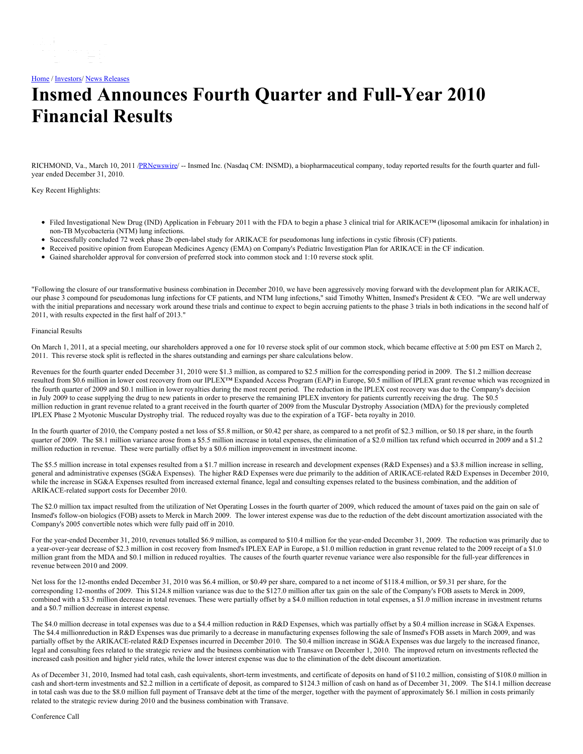Home / Investors/ News Releases

# Insmed Announces Fourth Quarter and Full-Year 2010 Financial Results

RICHMOND, Va., March 10, 2011 /PRNewswire/ -- Insmed Inc. (Nasdaq CM: INSMD), a biopharmaceutical company, today reported results for the fourth quarter and full-year ended December 31, 2010.

Key Recent Highlights:

- Filed Investigational New Drug (IND) Application in February 2011 with the FDA to begin a phase 3 clinical trial for ARIKACE™ (liposomal amikacin for inhalation) in non-TB Mycobacteria (NTM) lung infections.
- Successfully concluded 72 week phase 2b open-label study for ARIKACE for pseudomonas lung infections in cystic fibrosis (CF) patients.
- Received positive opinion from European Medicines Agency (EMA) on Company's Pediatric Investigation Plan for ARIKACE in the CF indication.
- Gained shareholder approval for conversion of preferred stock into common stock and 1:10 reverse stock split.

"Following the closure of our transformative business combination in December 2010, we have been aggressively moving forward with the development plan for ARIKACE, our phase 3 compound for pseudomonas lung infections for CF patients, and NTM lung infections," said Timothy Whitten, Insmed's President & CEO. "We are well underway with the initial preparations and necessary work around these trials and continue to expect to begin accruing patients to the phase 3 trials in both indications in the second half of 2011, with results expected in the first half of 2013."

Financial Results

On March 1, 2011, at a special meeting, our shareholders approved a one for 10 reverse stock split of our common stock, which became effective at 5:00 pm EST on March 2, 2011. This reverse stock split is reflected in the shares outstanding and earnings per share calculations below.

Revenues for the fourth quarter ended December 31, 2010 were $1.3 million, as compared to $2.5 million for the corresponding period in 2009. The $1.2 million decrease resulted from $0.6 million in lower cost recovery from our IPLEX™ Expanded Access Program (EAP) in Europe, $0.5 million of IPLEX grant revenue which was recognized in the fourth quarter of 2009 and $0.1 million in lower royalties during the most recent period. The reduction in the IPLEX cost recovery was due to the Company's decision in July 2009 to cease supplying the drug to new patients in order to preserve the remaining IPLEX inventory for patients currently receiving the drug. The $0.5 million reduction in grant revenue related to a grant received in the fourth quarter of 2009 from the Muscular Dystrophy Association (MDA) for the previously completed IPLEX Phase 2 Myotonic Muscular Dystrophy trial. The reduced royalty was due to the expiration of a TGF- beta royalty in 2010.

In the fourth quarter of 2010, the Company posted a net loss of $5.8 million, or $0.42 per share, as compared to a net profit of $2.3 million, or $0.18 per share, in the fourth quarter of 2009. The $8.1 million variance arose from a $5.5 million increase in total expenses, the elimination of a $2.0 million tax refund which occurred in 2009 and a $1.2 million reduction in revenue. These were partially offset by a $0.6 million improvement in investment income.

The $5.5 million increase in total expenses resulted from a $1.7 million increase in research and development expenses (R&D Expenses) and a $3.8 million increase in selling, general and administrative expenses (SG&A Expenses). The higher R&D Expenses were due primarily to the addition of ARIKACE-related R&D Expenses in December 2010, while the increase in SG&A Expenses resulted from increased external finance, legal and consulting expenses related to the business combination, and the addition of ARIKACE-related support costs for December 2010.

The $2.0 million tax impact resulted from the utilization of Net Operating Losses in the fourth quarter of 2009, which reduced the amount of taxes paid on the gain on sale of Insmed's follow-on biologics (FOB) assets to Merck in March 2009. The lower interest expense was due to the reduction of the debt discount amortization associated with the Company's 2005 convertible notes which were fully paid off in 2010.

For the year-ended December 31, 2010, revenues totalled $6.9 million, as compared to $10.4 million for the year-ended December 31, 2009. The reduction was primarily due to a year-over-year decrease of $2.3 million in cost recovery from Insmed's IPLEX EAP in Europe, a $1.0 million reduction in grant revenue related to the 2009 receipt of a $1.0 million grant from the MDA and $0.1 million in reduced royalties. The causes of the fourth quarter revenue variance were also responsible for the full-year differences in revenue between 2010 and 2009.

Net loss for the 12-months ended December 31, 2010 was $6.4 million, or $0.49 per share, compared to a net income of $118.4 million, or $9.31 per share, for the corresponding 12-months of 2009. This $124.8 million variance was due to the $127.0 million after tax gain on the sale of the Company's FOB assets to Merck in 2009, combined with a $3.5 million decrease in total revenues. These were partially offset by a $4.0 million reduction in total expenses, a $1.0 million increase in investment returns and a $0.7 million decrease in interest expense.

The $4.0 million decrease in total expenses was due to a $4.4 million reduction in R&D Expenses, which was partially offset by a $0.4 million increase in SG&A Expenses. The $4.4 millionreduction in R&D Expenses was due primarily to a decrease in manufacturing expenses following the sale of Insmed's FOB assets in March 2009, and was partially offset by the ARIKACE-related R&D Expenses incurred in December 2010. The $0.4 million increase in SG&A Expenses was due largely to the increased finance, legal and consulting fees related to the strategic review and the business combination with Transave on December 1, 2010. The improved return on investments reflected the increased cash position and higher yield rates, while the lower interest expense was due to the elimination of the debt discount amortization.

As of December 31, 2010, Insmed had total cash, cash equivalents, short-term investments, and certificate of deposits on hand of $110.2 million, consisting of $108.0 million in cash and short-term investments and $2.2 million in a certificate of deposit, as compared to $124.3 million of cash on hand as of December 31, 2009. The $14.1 million decrease in total cash was due to the $8.0 million full payment of Transave debt at the time of the merger, together with the payment of approximately $6.1 million in costs primarily related to the strategic review during 2010 and the business combination with Transave.

Conference Call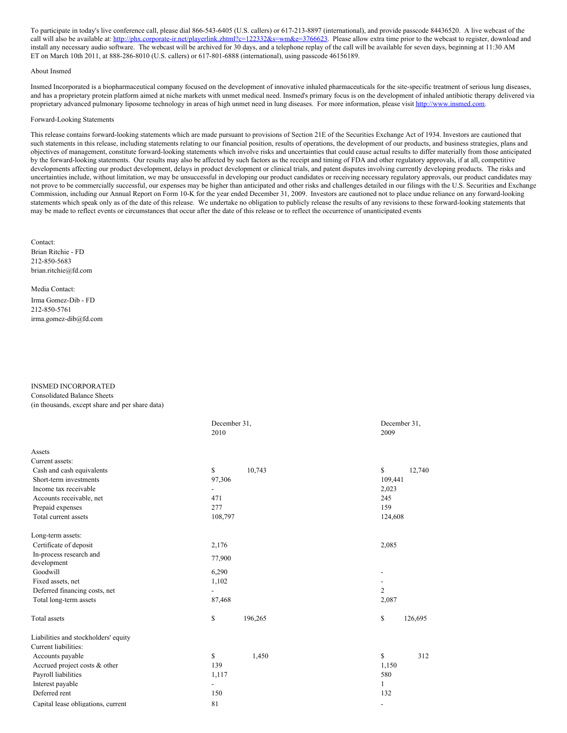To participate in today's live conference call, please dial 866-543-6405 (U.S. callers) or 617-213-8897 (international), and provide passcode 84436520. A live webcast of the call will also be available at: http://phx.corporate-ir.net/playerlink.zhtml?c=122332&s=wm&e=3766623. Please allow extra time prior to the webcast to register, download and install any necessary audio software. The webcast will be archived for 30 days, and a telephone replay of the call will be available for seven days, beginning at 11:30 AM ET on March 10th 2011, at 888-286-8010 (U.S. callers) or 617-801-6888 (international), using passcode 46156189.

About Insmed

Insmed Incorporated is a biopharmaceutical company focused on the development of innovative inhaled pharmaceuticals for the site-specific treatment of serious lung diseases, and has a proprietary protein platform aimed at niche markets with unmet medical need. Insmed's primary focus is on the development of inhaled antibiotic therapy delivered via proprietary advanced pulmonary liposome technology in areas of high unmet need in lung diseases. For more information, please visit http://www.insmed.com.

Forward-Looking Statements

This release contains forward-looking statements which are made pursuant to provisions of Section 21E of the Securities Exchange Act of 1934. Investors are cautioned that such statements in this release, including statements relating to our financial position, results of operations, the development of our products, and business strategies, plans and objectives of management, constitute forward-looking statements which involve risks and uncertainties that could cause actual results to differ materially from those anticipated by the forward-looking statements. Our results may also be affected by such factors as the receipt and timing of FDA and other regulatory approvals, if at all, competitive developments affecting our product development, delays in product development or clinical trials, and patent disputes involving currently developing products. The risks and uncertainties include, without limitation, we may be unsuccessful in developing our product candidates or receiving necessary regulatory approvals, our product candidates may not prove to be commercially successful, our expenses may be higher than anticipated and other risks and challenges detailed in our filings with the U.S. Securities and Exchange Commission, including our Annual Report on Form 10-K for the year ended December 31, 2009. Investors are cautioned not to place undue reliance on any forward-looking statements which speak only as of the date of this release. We undertake no obligation to publicly release the results of any revisions to these forward-looking statements that may be made to reflect events or circumstances that occur after the date of this release or to reflect the occurrence of unanticipated events

Contact:
Brian Ritchie - FD
212-850-5683
brian.ritchie@fd.com

Media Contact:
Irma Gomez-Dib - FD
212-850-5761
irma.gomez-dib@fd.com

INSMED INCORPORATED
Consolidated Balance Sheets
(in thousands, except share and per share data)

| | December 31, 2010 | December 31, 2009 |
|---|---|---|
| Assets | | |
| Current assets: | | |
| Cash and cash equivalents | $ 10,743 | $ 12,740 |
| Short-term investments | 97,306 | 109,441 |
| Income tax receivable | - | 2,023 |
| Accounts receivable, net | 471 | 245 |
| Prepaid expenses | 277 | 159 |
| Total current assets | 108,797 | 124,608 |
| | | |
| Long-term assets: | | |
| Certificate of deposit | 2,176 | 2,085 |
| In-process research and development | 77,900 | |
| Goodwill | 6,290 | - |
| Fixed assets, net | 1,102 | - |
| Deferred financing costs, net | - | 2 |
| Total long-term assets | 87,468 | 2,087 |
| | | |
| Total assets | $ 196,265 | $ 126,695 |
| | | |
| Liabilities and stockholders' equity | | |
| Current liabilities: | | |
| Accounts payable | $ 1,450 | $ 312 |
| Accrued project costs & other | 139 | 1,150 |
| Payroll liabilities | 1,117 | 580 |
| Interest payable | - | 1 |
| Deferred rent | 150 | 132 |
| Capital lease obligations, current | 81 | - |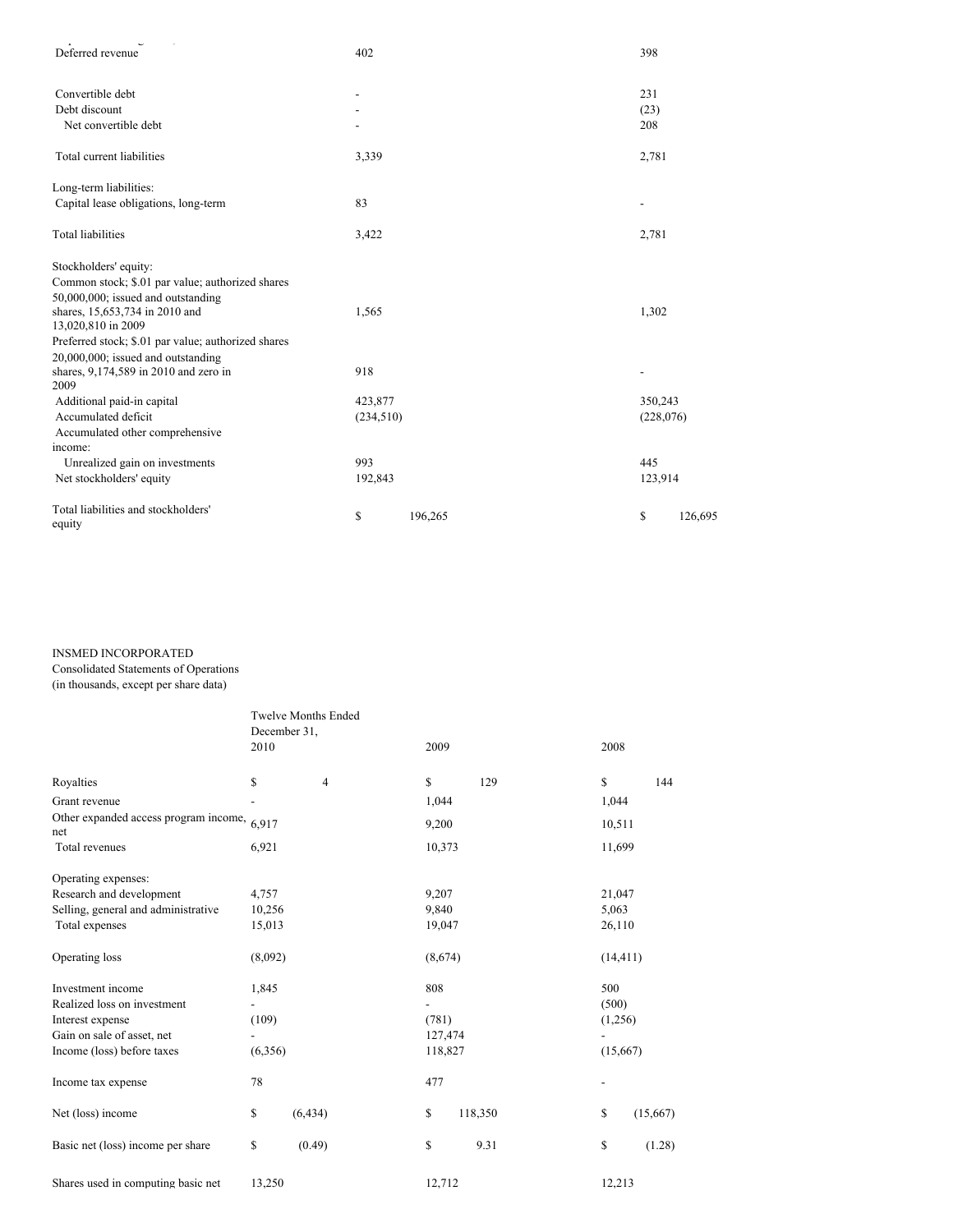| | | |
|---|---|---|
| Deferred revenue | 402 | 398 |
| | | |
| Convertible debt | - | 231 |
| Debt discount | - | (23) |
| Net convertible debt | - | 208 |
| | | |
| Total current liabilities | 3,339 | 2,781 |
| | | |
| Long-term liabilities: | | |
| Capital lease obligations, long-term | 83 | - |
| | | |
| Total liabilities | 3,422 | 2,781 |
| | | |
| Stockholders' equity: | | |
| Common stock; $.01 par value; authorized shares 50,000,000; issued and outstanding shares, 15,653,734 in 2010 and 13,020,810 in 2009 | 1,565 | 1,302 |
| Preferred stock; $.01 par value; authorized shares 20,000,000; issued and outstanding shares, 9,174,589 in 2010 and zero in 2009 | 918 | - |
| Additional paid-in capital | 423,877 | 350,243 |
| Accumulated deficit | (234,510) | (228,076) |
| Accumulated other comprehensive income: | | |
| Unrealized gain on investments | 993 | 445 |
| Net stockholders' equity | 192,843 | 123,914 |
| | | |
| Total liabilities and stockholders' equity | $ 196,265 | $ 126,695 |

INSMED INCORPORATED
Consolidated Statements of Operations
(in thousands, except per share data)

| | Twelve Months Ended December 31, 2010 | 2009 | 2008 |
|---|---|---|---|
| Royalties | $ 4 | $ 129 | $ 144 |
| Grant revenue | - | 1,044 | 1,044 |
| Other expanded access program income, net | 6,917 | 9,200 | 10,511 |
| Total revenues | 6,921 | 10,373 | 11,699 |
| | | | |
| Operating expenses: | | | |
| Research and development | 4,757 | 9,207 | 21,047 |
| Selling, general and administrative | 10,256 | 9,840 | 5,063 |
| Total expenses | 15,013 | 19,047 | 26,110 |
| | | | |
| Operating loss | (8,092) | (8,674) | (14,411) |
| | | | |
| Investment income | 1,845 | 808 | 500 |
| Realized loss on investment | - | - | (500) |
| Interest expense | (109) | (781) | (1,256) |
| Gain on sale of asset, net | - | 127,474 | - |
| Income (loss) before taxes | (6,356) | 118,827 | (15,667) |
| | | | |
| Income tax expense | 78 | 477 | - |
| | | | |
| Net (loss) income | $ (6,434) | $ 118,350 | $ (15,667) |
| | | | |
| Basic net (loss) income per share | $ (0.49) | $ 9.31 | $ (1.28) |
| | | | |
| Shares used in computing basic net | 13,250 | 12,712 | 12,213 |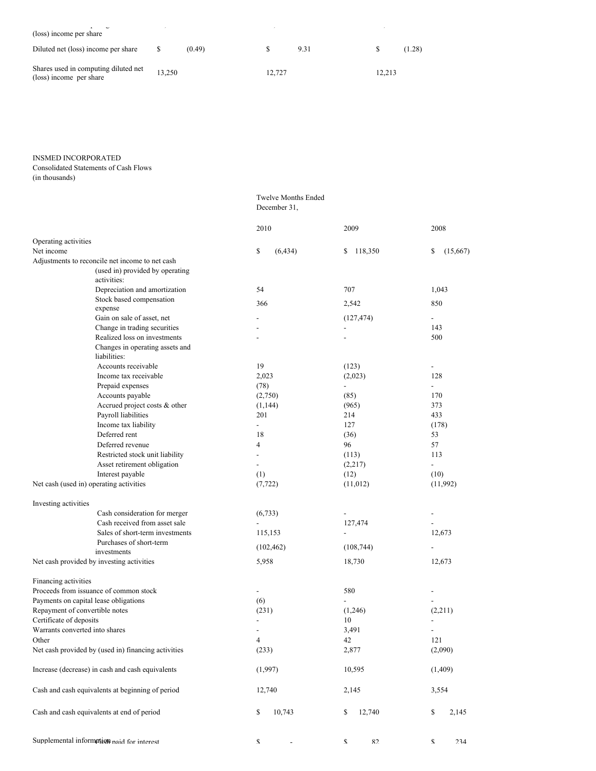| | | | |
|---|---|---|---|
| (loss) income per share | | | |
| Diluted net (loss) income per share | $ (0.49) | $ 9.31 | $ (1.28) |
| Shares used in computing diluted net (loss) income per share | 13,250 | 12,727 | 12,213 |

INSMED INCORPORATED
Consolidated Statements of Cash Flows
(in thousands)

| | Twelve Months Ended December 31, | | |
|---|---|---|---|
| | 2010 | 2009 | 2008 |
| Operating activities | | | |
| Net income | $ (6,434) | $ 118,350 | $ (15,667) |
| Adjustments to reconcile net income to net cash (used in) provided by operating activities: | | | |
| Depreciation and amortization | 54 | 707 | 1,043 |
| Stock based compensation expense | 366 | 2,542 | 850 |
| Gain on sale of asset, net | - | (127,474) | - |
| Change in trading securities | - | - | 143 |
| Realized loss on investments | - | - | 500 |
| Changes in operating assets and liabilities: | | | |
| Accounts receivable | 19 | (123) | - |
| Income tax receivable | 2,023 | (2,023) | 128 |
| Prepaid expenses | (78) | - | - |
| Accounts payable | (2,750) | (85) | 170 |
| Accrued project costs & other | (1,144) | (965) | 373 |
| Payroll liabilities | 201 | 214 | 433 |
| Income tax liability | - | 127 | (178) |
| Deferred rent | 18 | (36) | 53 |
| Deferred revenue | 4 | 96 | 57 |
| Restricted stock unit liability | - | (113) | 113 |
| Asset retirement obligation | - | (2,217) | - |
| Interest payable | (1) | (12) | (10) |
| Net cash (used in) operating activities | (7,722) | (11,012) | (11,992) |
| Investing activities | | | |
| Cash consideration for merger | (6,733) | - | - |
| Cash received from asset sale | - | 127,474 | - |
| Sales of short-term investments | 115,153 | - | 12,673 |
| Purchases of short-term investments | (102,462) | (108,744) | - |
| Net cash provided by investing activities | 5,958 | 18,730 | 12,673 |
| Financing activities | | | |
| Proceeds from issuance of common stock | - | 580 | - |
| Payments on capital lease obligations | (6) | - | - |
| Repayment of convertible notes | (231) | (1,246) | (2,211) |
| Certificate of deposits | - | 10 | - |
| Warrants converted into shares | - | 3,491 | - |
| Other | 4 | 42 | 121 |
| Net cash provided by (used in) financing activities | (233) | 2,877 | (2,090) |
| Increase (decrease) in cash and cash equivalents | (1,997) | 10,595 | (1,409) |
| Cash and cash equivalents at beginning of period | 12,740 | 2,145 | 3,554 |
| Cash and cash equivalents at end of period | $ 10,743 | $ 12,740 | $ 2,145 |
| Supplemental information: Cash paid for interest | $ - | $ 82 | $ 234 |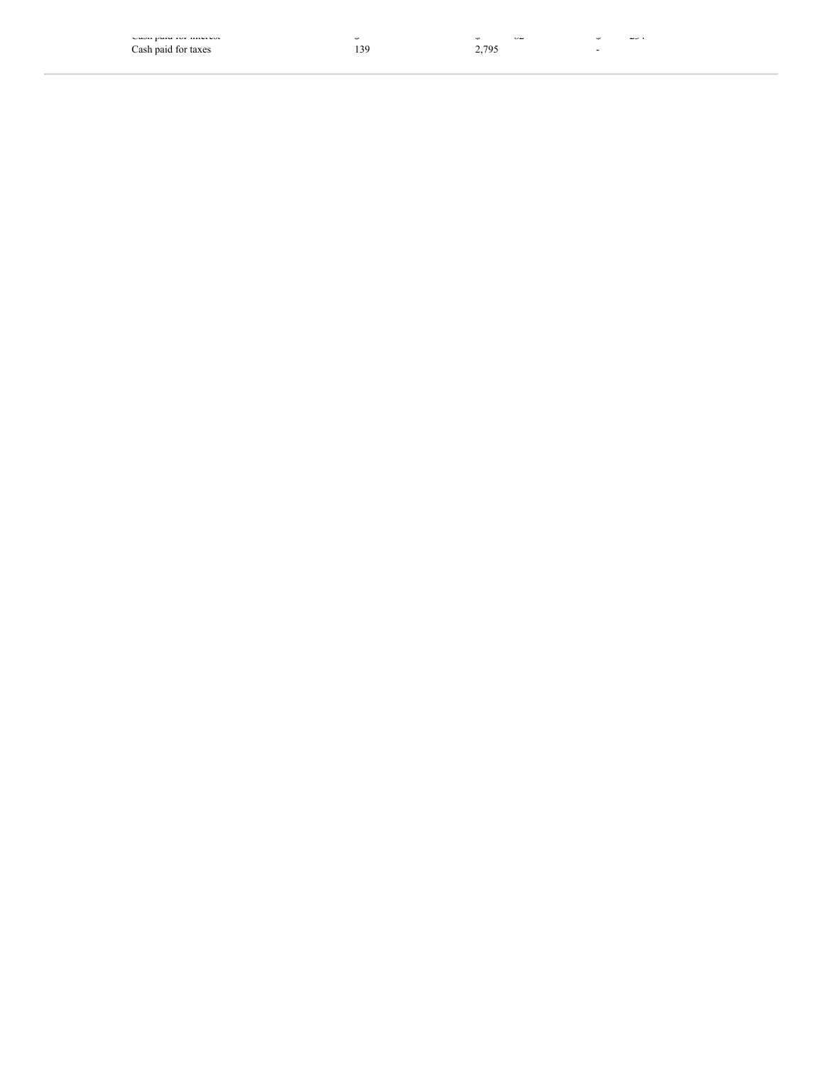| | | | |
|---|---|---|---|
| Cash paid for interest | $ | $ 82 | $ 234 |
| Cash paid for taxes | 139 | 2,795 | - |